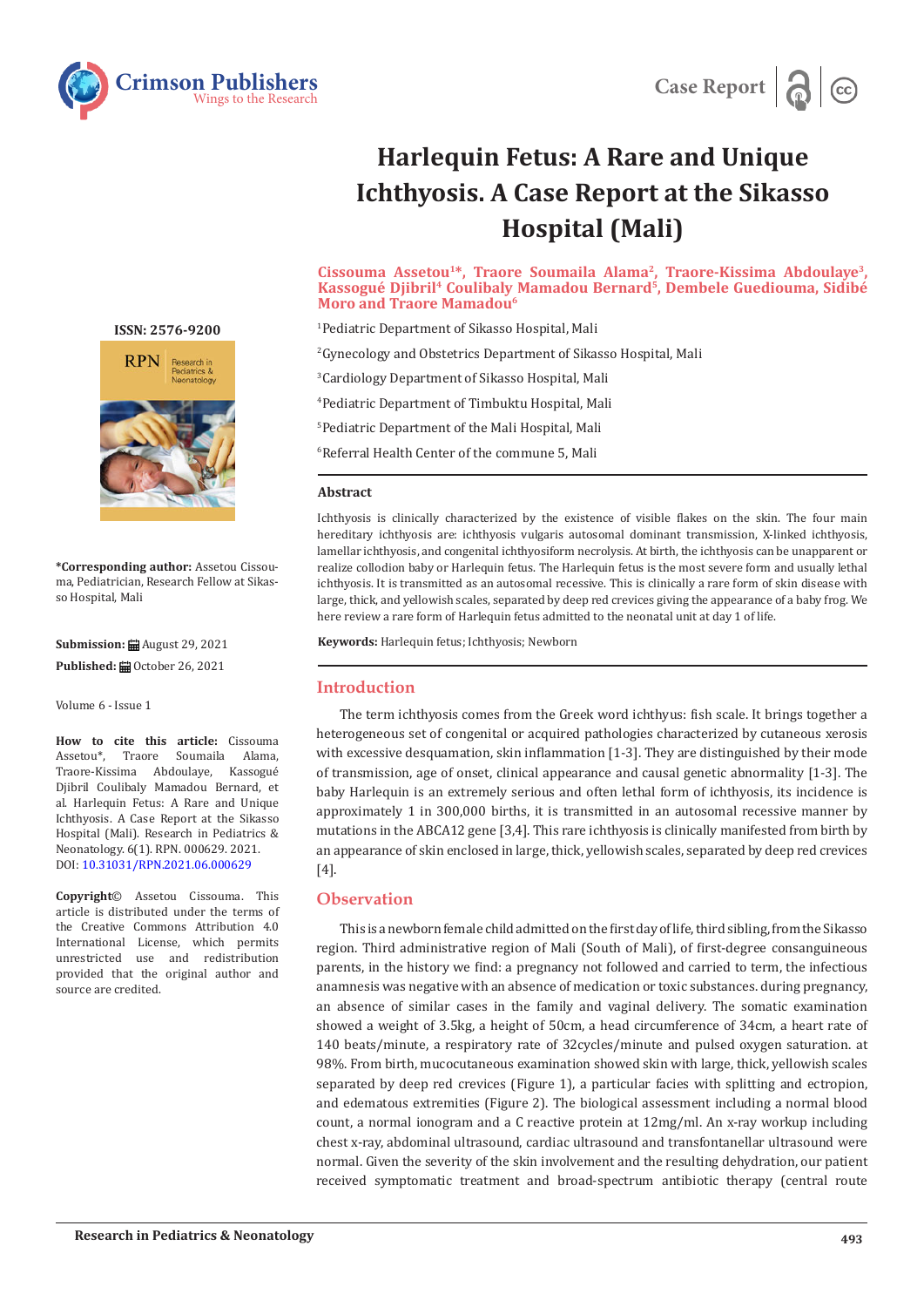Case Report

# Harlequin Fetus: A Rare and Unique Ichthyosis. A Case Report at the Sikasso Hospital (Mali)

**Cissouma Assetou[1]*, Traore Soumaila Alama[2], Traore-Kissima Abdoulaye[3], Kassogué Djibril[4] Coulibaly Mamadou Bernard[5], Dembele Guediouma, Sidibé Moro and Traore Mamadou[6]**

[1]Pediatric Department of Sikasso Hospital, Mali

[2]Gynecology and Obstetrics Department of Sikasso Hospital, Mali

[3]Cardiology Department of Sikasso Hospital, Mali

[4]Pediatric Department of Timbuktu Hospital, Mali

[5]Pediatric Department of the Mali Hospital, Mali

[6]Referral Health Center of the commune 5, Mali

**ISSN: 2576-9200**

**\*Corresponding author:** Assetou Cissouma, Pediatrician, Research Fellow at Sikasso Hospital, Mali

**Submission:** August 29, 2021

**Published:** October 26, 2021

Volume 6 - Issue 1

**How to cite this article:** Cissouma Assetou*, Traore Soumaila Alama, Traore-Kissima Abdoulaye, Kassogué Djibril Coulibaly Mamadou Bernard, et al. Harlequin Fetus: A Rare and Unique Ichthyosis. A Case Report at the Sikasso Hospital (Mali). Research in Pediatrics & Neonatology. 6(1). RPN. 000629. 2021. DOI: 10.31031/RPN.2021.06.000629

**Copyright©** Assetou Cissouma. This article is distributed under the terms of the Creative Commons Attribution 4.0 International License, which permits unrestricted use and redistribution provided that the original author and source are credited.

## Abstract

Ichthyosis is clinically characterized by the existence of visible flakes on the skin. The four main hereditary ichthyosis are: ichthyosis vulgaris autosomal dominant transmission, X-linked ichthyosis, lamellar ichthyosis, and congenital ichthyosiform necrolysis. At birth, the ichthyosis can be unapparent or realize collodion baby or Harlequin fetus. The Harlequin fetus is the most severe form and usually lethal ichthyosis. It is transmitted as an autosomal recessive. This is clinically a rare form of skin disease with large, thick, and yellowish scales, separated by deep red crevices giving the appearance of a baby frog. We here review a rare form of Harlequin fetus admitted to the neonatal unit at day 1 of life.

**Keywords:** Harlequin fetus; Ichthyosis; Newborn

## Introduction

The term ichthyosis comes from the Greek word ichthyus: fish scale. It brings together a heterogeneous set of congenital or acquired pathologies characterized by cutaneous xerosis with excessive desquamation, skin inflammation [1-3]. They are distinguished by their mode of transmission, age of onset, clinical appearance and causal genetic abnormality [1-3]. The baby Harlequin is an extremely serious and often lethal form of ichthyosis, its incidence is approximately 1 in 300,000 births, it is transmitted in an autosomal recessive manner by mutations in the ABCA12 gene [3,4]. This rare ichthyosis is clinically manifested from birth by an appearance of skin enclosed in large, thick, yellowish scales, separated by deep red crevices [4].

## Observation

This is a newborn female child admitted on the first day of life, third sibling, from the Sikasso region. Third administrative region of Mali (South of Mali), of first-degree consanguineous parents, in the history we find: a pregnancy not followed and carried to term, the infectious anamnesis was negative with an absence of medication or toxic substances. during pregnancy, an absence of similar cases in the family and vaginal delivery. The somatic examination showed a weight of 3.5kg, a height of 50cm, a head circumference of 34cm, a heart rate of 140 beats/minute, a respiratory rate of 32cycles/minute and pulsed oxygen saturation. at 98%. From birth, mucocutaneous examination showed skin with large, thick, yellowish scales separated by deep red crevices (Figure 1), a particular facies with splitting and ectropion, and edematous extremities (Figure 2). The biological assessment including a normal blood count, a normal ionogram and a C reactive protein at 12mg/ml. An x-ray workup including chest x-ray, abdominal ultrasound, cardiac ultrasound and transfontanellar ultrasound were normal. Given the severity of the skin involvement and the resulting dehydration, our patient received symptomatic treatment and broad-spectrum antibiotic therapy (central route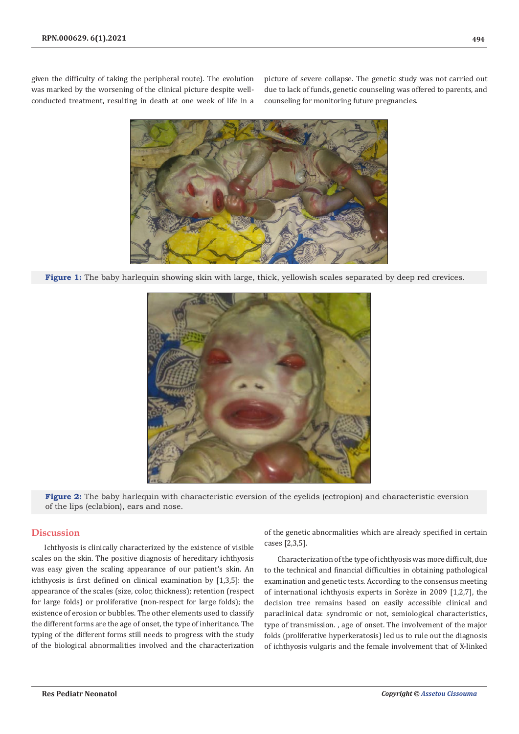given the difficulty of taking the peripheral route). The evolution was marked by the worsening of the clinical picture despite well-conducted treatment, resulting in death at one week of life in a picture of severe collapse. The genetic study was not carried out due to lack of funds, genetic counseling was offered to parents, and counseling for monitoring future pregnancies.

**Figure 1:** The baby harlequin showing skin with large, thick, yellowish scales separated by deep red crevices.

**Figure 2:** The baby harlequin with characteristic eversion of the eyelids (ectropion) and characteristic eversion of the lips (eclabion), ears and nose.

## Discussion

Ichthyosis is clinically characterized by the existence of visible scales on the skin. The positive diagnosis of hereditary ichthyosis was easy given the scaling appearance of our patient's skin. An ichthyosis is first defined on clinical examination by [1,3,5]: the appearance of the scales (size, color, thickness); retention (respect for large folds) or proliferative (non-respect for large folds); the existence of erosion or bubbles. The other elements used to classify the different forms are the age of onset, the type of inheritance. The typing of the different forms still needs to progress with the study of the biological abnormalities involved and the characterization of the genetic abnormalities which are already specified in certain cases [2,3,5].

Characterization of the type of ichthyosis was more difficult, due to the technical and financial difficulties in obtaining pathological examination and genetic tests. According to the consensus meeting of international ichthyosis experts in Sorèze in 2009 [1,2,7], the decision tree remains based on easily accessible clinical and paraclinical data: syndromic or not, semiological characteristics, type of transmission. , age of onset. The involvement of the major folds (proliferative hyperkeratosis) led us to rule out the diagnosis of ichthyosis vulgaris and the female involvement that of X-linked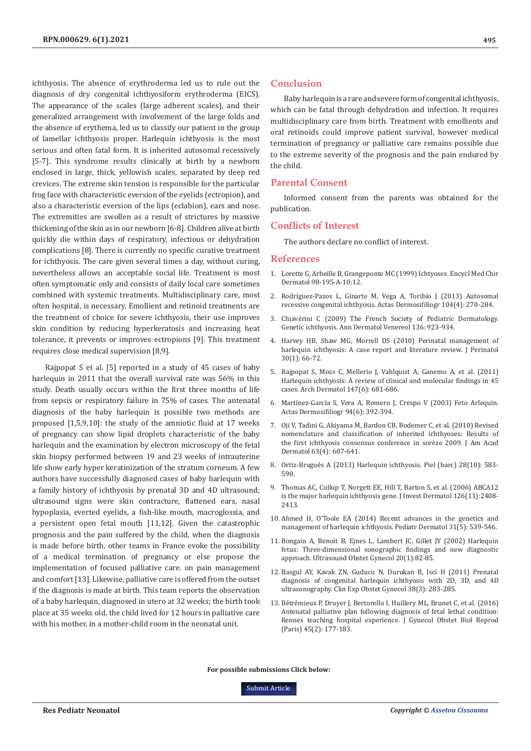ichthyosis. The absence of erythroderma led us to rule out the diagnosis of dry congenital ichthyosiform erythroderma (EICS). The appearance of the scales (large adherent scales), and their generalized arrangement with involvement of the large folds and the absence of erythema, led us to classify our patient in the group of lamellar ichthyosis proper. Harlequin ichthyosis is the most serious and often fatal form. It is inherited autosomal recessively [5-7]. This syndrome results clinically at birth by a newborn enclosed in large, thick, yellowish scales, separated by deep red crevices. The extreme skin tension is responsible for the particular frog face with characteristic eversion of the eyelids (ectropion), and also a characteristic eversion of the lips (eclabion), ears and nose. The extremities are swollen as a result of strictures by massive thickening of the skin as in our newborn [6-8]. Children alive at birth quickly die within days of respiratory, infectious or dehydration complications [8]. There is currently no specific curative treatment for ichthyosis. The care given several times a day, without curing, nevertheless allows an acceptable social life. Treatment is most often symptomatic only and consists of daily local care sometimes combined with systemic treatments. Multidisciplinary care, most often hospital, is necessary. Emollient and retinoid treatments are the treatment of choice for severe ichthyosis, their use improves skin condition by reducing hyperkeratosis and increasing heat tolerance, it prevents or improves ectropions [9]. This treatment requires close medical supervision [8,9].

Rajpopat S et al. [5] reported in a study of 45 cases of baby harlequin in 2011 that the overall survival rate was 56% in this study. Death usually occurs within the first three months of life from sepsis or respiratory failure in 75% of cases. The antenatal diagnosis of the baby harlequin is possible two methods are proposed [1,5,9,10]: the study of the amniotic fluid at 17 weeks of pregnancy can show lipid droplets characteristic of the baby harlequin and the examination by electron microscopy of the fetal skin biopsy performed between 19 and 23 weeks of intrauterine life show early hyper keratinization of the stratum corneum. A few authors have successfully diagnosed cases of baby harlequin with a family history of ichthyosis by prenatal 3D and 4D ultrasound; ultrasound signs were skin contracture, flattened ears, nasal hypoplasia, everted eyelids, a fish-like mouth, macroglossia, and a persistent open fetal mouth [11,12]. Given the catastrophic prognosis and the pain suffered by the child, when the diagnosis is made before birth, other teams in France evoke the possibility of a medical termination of pregnancy or else propose the implementation of focused palliative care. on pain management and comfort [13]. Likewise, palliative care is offered from the outset if the diagnosis is made at birth. This team reports the observation of a baby harlequin, diagnosed in utero at 32 weeks; the birth took place at 35 weeks old, the child lived for 12 hours in palliative care with his mother, in a mother-child room in the neonatal unit.

## Conclusion

Baby harlequin is a rare and severe form of congenital ichthyosis, which can be fatal through dehydration and infection. It requires multidisciplinary care from birth. Treatment with emollients and oral retinoids could improve patient survival, however medical termination of pregnancy or palliative care remains possible due to the extreme severity of the prognosis and the pain endured by the child.

## Parental Consent

Informed consent from the parents was obtained for the publication.

## Conflicts of Interest

The authors declare no conflict of interest.

## References

1. Lorette G, Arbeille B, Grangeponte MC (1999) Ichtyoses. Encycl Med Chir Dermatol 98-195-A-10:12.
2. Rodríguez-Pazos L, Ginarte M, Vega A, Toribio J (2013) Autosomal recessive congenital ichthyosis. Actas Dermosifiliogr 104(4): 270-284.
3. Chiavérini C (2009) The French Society of Pediatric Dermatology. Genetic ichthyosis. Ann Dermatol Venereol 136: 923-934.
4. Harvey HB, Shaw MG, Morrell DS (2010) Perinatal management of harlequin ichthyosis: A case report and literature review. J Perinatol 30(1): 66-72.
5. Rajpopat S, Moss C, Mellerio J, Vahlquist A, Ganemo A, et al. (2011) Harlequin ichthyosis: A review of clinical and molecular findings in 45 cases. Arch Dermatol 147(6): 681-686.
6. Martínez-García S, Vera A, Romero J, Crespo V (2003) Feto Arlequin. Actas Dermosifiliogr 94(6): 392-394.
7. Oji V, Tadini G, Akiyama M, Bardon CB, Bodemer C, et al. (2010) Revised nomenclature and classification of inherited ichthyoses: Results of the first ichthyosis consensus conference in sorèze 2009. J Am Acad Dermatol 63(4): 607-641.
8. Ortiz-Brugués A (2013) Harlequin ichthyosis. Piel (barc) 28(10): 583-590.
9. Thomas AC, Cullup T, Norgett EE, Hill T, Barton S, et al. (2006) ABCA12 is the major harlequin ichthyosis gene. J Invest Dermatol 126(11):2408-2413.
10. Ahmed H, O'Toole EA (2014) Recent advances in the genetics and management of harlequin ichthyosis. Pediatr Dermatol 31(5): 539-546.
11. Bongain A, Benoit B, Ejnes L, Lambert JC, Gillet JY (2002) Harlequin fetus: Three-dimensional sonographic findings and new diagnostic approach. Ultrasound Obstet Gynecol 20(1):82-85.
12. Basgul AY, Kavak ZN, Guducu N, Durukan B, Isci H (2011) Prenatal diagnosis of congenital harlequin ichthyosis with 2D, 3D, and 4D ultrasonography. Clin Exp Obstet Gynecol 38(3): 283-285.
13. Bétrémieux P, Druyer J, Bertorello I, Huillery ML, Brunet C, et al. (2016) Antenatal palliative plan following diagnosis of fetal lethal condition: Rennes teaching hospital experience. J Gynecol Obstet Biol Reprod (Paris) 45(2): 177-183.

**For possible submissions Click below:**

Submit Article